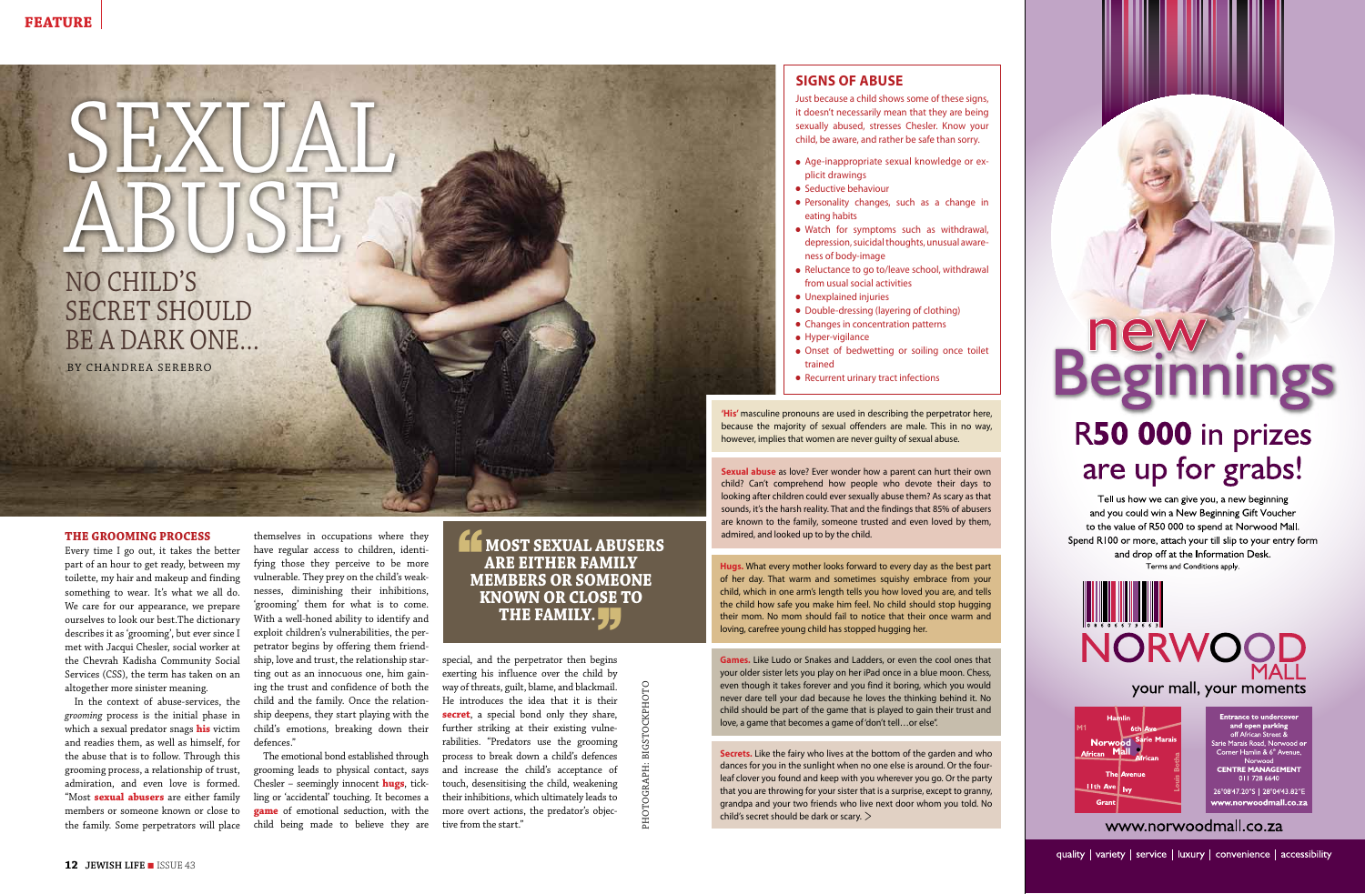# SEXUAL ABUSE

## NO CHILD'S SECRET SHOULD BE A DARK ONE...

BY CHANDREA SEREBRO

### THE GROOMING PROCESS

Every time I go out, it takes the better part of an hour to get ready, between my toilette, my hair and makeup and finding something to wear. It's what we all do. We care for our appearance, we prepare ourselves to look our best. The dictionary describes it as 'grooming', but ever since I met with Jacqui Chesler, social worker at the Chevrah Kadisha Community Social Services (CSS), the term has taken on an altogether more sinister meaning.

In the context of abuse-services, the *grooming* process is the initial phase in which a sexual predator snags **his** victim and readies them, as well as himself, for the abuse that is to follow. Through this grooming process, a relationship of trust, admiration, and even love is formed. "Most **sexual abusers** are either family members or someone known or close to the family. Some perpetrators will place themselves in occupations where they have regular access to children, identifying those they perceive to be more vulnerable. They prey on the child's weaknesses, diminishing their inhibitions, 'grooming' them for what is to come. With a well-honed ability to identify and exploit children's vulnerabilities, the perpetrator begins by offering them friendship, love and trust, the relationship starting out as an innocuous one, him gaining the trust and confidence of both the child and the family. Once the relationship deepens, they start playing with the child's emotions, breaking down their defences."

The emotional bond established through grooming leads to physical contact, says Chesler – seemingly innocent **hugs**, tickling or 'accidental' touching. It becomes a **game** of emotional seduction, with the child being made to believe they are special, and the perpetrator then begins exerting his influence over the child by way of threats, guilt, blame, and blackmail. He introduces the idea that it is their **secret**, a special bond only they share, further striking at their existing vulnerabilities. "Predators use the grooming process to break down a child's defences and increase the child's acceptance of touch, desensitising the child, weakening their inhibitions, which ultimately leads to more overt actions, the predator's objective from the start."

> **"MOST SEXUAL ABUSERS ARE EITHER FAMILY MEMBERS OR SOMEONE KNOWN OR CLOSE TO THE FAMILY."**

PHOTOGRAPH: BIGSTOCKPHOTO

### SIGNS OF ABUSE

Just because a child shows some of these signs, it doesn't necessarily mean that they are being sexually abused, stresses Chesler. Know your child, be aware, and rather be safe than sorry.

- Age-inappropriate sexual knowledge or explicit drawings
- Seductive behaviour
- Personality changes, such as a change in eating habits
- Watch for symptoms such as withdrawal, depression, suicidal thoughts, unusual awareness of body-image
- Reluctance to go to/leave school, withdrawal from usual social activities
- Unexplained injuries
- Double-dressing (layering of clothing)
- Changes in concentration patterns
- Hyper-vigilance
- Onset of bedwetting or soiling once toilet trained
- Recurrent urinary tract infections

**'His'** masculine pronouns are used in describing the perpetrator here, because the majority of sexual offenders are male. This in no way, however, implies that women are never guilty of sexual abuse.

**Sexual abuse** as love? Ever wonder how a parent can hurt their own child? Can't comprehend how people who devote their days to looking after children could ever sexually abuse them? As scary as that sounds, it's the harsh reality. That and the findings that 85% of abusers are known to the family, someone trusted and even loved by them, admired, and looked up to by the child.

**Hugs.** What every mother looks forward to every day as the best part of her day. That warm and sometimes squishy embrace from your child, which in one arm's length tells you how loved you are, and tells the child how safe you make him feel. No child should stop hugging their mom. No mom should fail to notice that their once warm and loving, carefree young child has stopped hugging her.

**Games.** Like Ludo or Snakes and Ladders, or even the cool ones that your older sister lets you play on her iPad once in a blue moon. Chess, even though it takes forever and you find it boring, which you would never dare tell your dad because he loves the thinking behind it. No child should be part of the game that is played to gain their trust and love, a game that becomes a game of 'don't tell…or else'.

**Secrets.** Like the fairy who lives at the bottom of the garden and who dances for you in the sunlight when no one else is around. Or the four-leaf clover you found and keep with you wherever you go. Or the party that you are throwing for your sister that is a surprise, except to granny, grandpa and your two friends who live next door whom you told. No child's secret should be dark or scary. >

---

# new Beginnings

## R50 000 in prizes are up for grabs!

Tell us how we can give you, a new beginning and you could win a New Beginning Gift Voucher to the value of R50 000 to spend at Norwood Mall. Spend R100 or more, attach your till slip to your entry form and drop off at the Information Desk.
Terms and Conditions apply.

NORWOOD MALL
your mall, your moments

Entrance to undercover and open parking off African Street & Sarie Marais Road, Norwood or Corner Hamlin & 6th Avenue, Norwood
CENTRE MANAGEMENT
011 728 6640
26°08'47.20"S | 28°04'43.82"E
www.norwoodmall.co.za

www.norwoodmall.co.za

quality | variety | service | luxury | convenience | accessibility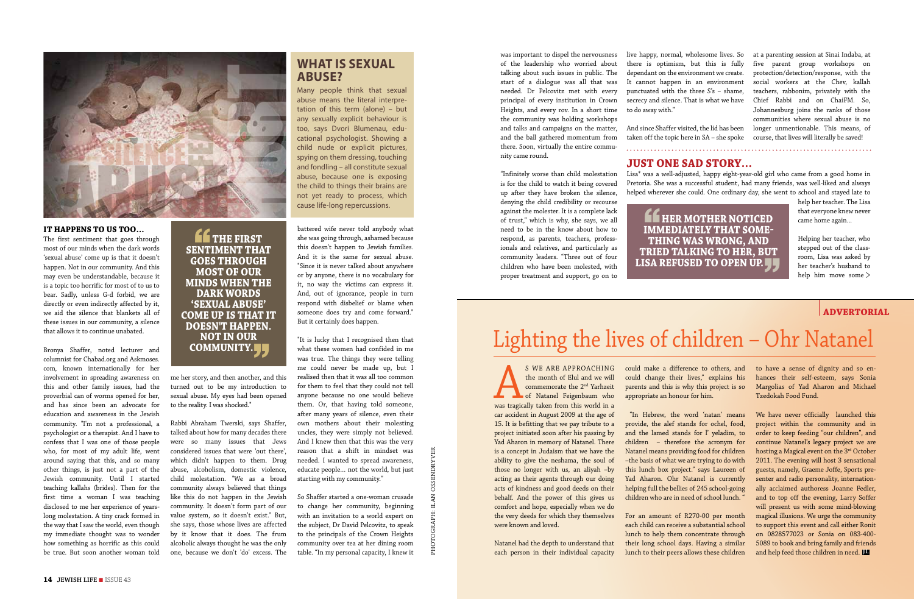## IT HAPPENS TO US TOO…

The first sentiment that goes through most of our minds when the dark words 'sexual abuse' come up is that it doesn't happen. Not in our community. And this may even be understandable, because it is a topic too horrific for most of us to bear. Sadly, unless G-d forbid, we are directly or even indirectly affected by it, we aid the silence that blankets all of these issues in our community, a silence that allows it to continue unabated.

> **THE FIRST SENTIMENT THAT GOES THROUGH MOST OF OUR MINDS WHEN THE DARK WORDS 'SEXUAL ABUSE' COME UP IS THAT IT DOESN'T HAPPEN. NOT IN OUR COMMUNITY.**

Bronya Shaffer, noted lecturer and columnist for Chabad.org and Askmoses.com, known internationally for her involvement in spreading awareness on this and other family issues, had the proverbial can of worms opened for her, and has since been an advocate for education and awareness in the Jewish community. "I'm not a professional, a psychologist or a therapist. And I have to confess that I was one of those people who, for most of my adult life, went around saying that this, and so many other things, is just not a part of the Jewish community. Until I started teaching kallahs (brides). Then for the first time a woman I was teaching disclosed to me her experience of years-long molestation. A tiny crack formed in the way that I saw the world, even though my immediate thought was to wonder how something as horrific as this could be true. But soon another woman told me her story, and then another, and this turned out to be my introduction to sexual abuse. My eyes had been opened to the reality. I was shocked."

Rabbi Abraham Twerski, says Shaffer, talked about how for many decades there were so many issues that Jews considered issues that were 'out there', which didn't happen to them. Drug abuse, alcoholism, domestic violence, child molestation. "We as a broad community always believed that things like this do not happen in the Jewish community. It doesn't form part of our value system, so it doesn't exist." But, she says, those whose lives are affected by it know that it does. The frum alcoholic always thought he was the only one, because we don't 'do' excess. The battered wife never told anybody what she was going through, ashamed because this doesn't happen to Jewish families. And it is the same for sexual abuse. "Since it is never talked about anywhere or by anyone, there is no vocabulary for it, no way the victims can express it. And, out of ignorance, people in turn respond with disbelief or blame when someone does try and come forward." But it certainly does happen.

## WHAT IS SEXUAL ABUSE?

Many people think that sexual abuse means the literal interpretation of this term (alone) – but any sexually explicit behaviour is too, says Dvori Blumenau, educational psychologist. Showing a child nude or explicit pictures, spying on them dressing, touching and fondling – all constitute sexual abuse, because one is exposing the child to things their brains are not yet ready to process, which cause life-long repercussions.

"It is lucky that I recognised then that what these women had confided in me was true. The things they were telling me could never be made up, but I realised then that it was all too common for them to feel that they could not tell anyone because no one would believe them. Or, that having told someone, after many years of silence, even their own mothers about their molesting uncles, they were simply not believed. And I knew then that this was the very reason that a shift in mindset was needed. I wanted to spread awareness, educate people… not the world, but just starting with my community."

So Shaffer started a one-woman crusade to change her community, beginning with an invitation to a world expert on the subject, Dr David Pelcovitz, to speak to the principals of the Crown Heights community over tea at her dining room table. "In my personal capacity, I knew it was important to dispel the nervousness of the leadership who worried about talking about such issues in public. The start of a dialogue was all that was needed. Dr Pelcovitz met with every principal of every institution in Crown Heights, and every rov. In a short time the community was holding workshops and talks and campaigns on the matter, and the ball gathered momentum from there. Soon, virtually the entire community came round.

"Infinitely worse than child molestation is for the child to watch it being covered up after they have broken the silence, denying the child credibility or recourse against the molester. It is a complete lack of trust," which is why, she says, we all need to be in the know about how to respond, as parents, teachers, professionals and relatives, and particularly as community leaders. "Three out of four children who have been molested, with proper treatment and support, go on to live happy, normal, wholesome lives. So there is optimism, but this is fully dependant on the environment we create. It cannot happen in an environment punctuated with the three S's – shame, secrecy and silence. That is what we have to do away with."

And since Shaffer visited, the lid has been taken off the topic here in SA – she spoke at a parenting session at Sinai Indaba, at five parent group workshops on protection/detection/response, with the social workers at the Chev, kallah teachers, rabbonim, privately with the Chief Rabbi and on ChaiFM. So, Johannesburg joins the ranks of those communities where sexual abuse is no longer unmentionable. This means, of course, that lives will literally be saved!

## JUST ONE SAD STORY…

Lisa* was a well-adjusted, happy eight-year-old girl who came from a good home in Pretoria. She was a successful student, had many friends, was well-liked and always helped wherever she could. One ordinary day, she went to school and stayed late to help her teacher. The Lisa that everyone knew never came home again…

> **HER MOTHER NOTICED IMMEDIATELY THAT SOMETHING WAS WRONG, AND TRIED TALKING TO HER, BUT LISA REFUSED TO OPEN UP.**

Helping her teacher, who stepped out of the classroom, Lisa was asked by her teacher's husband to help him move some >

PHOTOGRAPH: ILAN OSSENDRYVER

**ADVERTORIAL**

# Lighting the lives of children – Ohr Natanel

As we are approaching the month of Elul and we will commemorate the 2nd Yarhzeit of Natanel Feigenbaum who was tragically taken from this world in a car accident in August 2009 at the age of 15. It is befitting that we pay tribute to a project initiated soon after his passing by Yad Aharon in memory of Natanel. There is a concept in Judaism that we have the ability to give the neshama, the soul of those no longer with us, an aliyah –by acting as their agents through our doing acts of kindness and good deeds on their behalf. And the power of this gives us comfort and hope, especially when we do the very deeds for which they themselves were known and loved.

Natanel had the depth to understand that each person in their individual capacity could make a difference to others, and could change their lives," explains his parents and this is why this project is so appropriate an honour for him.

"In Hebrew, the word 'natan' means provide, the alef stands for ochel, food, and the lamed stands for l' yeladim, to children – therefore the acronym for Natanel means providing food for children –the basis of what we are trying to do with this lunch box project." says Laureen of Yad Aharon. Ohr Natanel is currently helping full the bellies of 245 school-going children who are in need of school lunch. "

For an amount of R270-00 per month each child can receive a substantial school lunch to help them concentrate through their long school days. Having a similar lunch to their peers allows these children to have a sense of dignity and so enhances their self-esteem, says Sonia Margolias of Yad Aharon and Michael Tzedokah Food Fund.

We have never officially launched this project within the community and in order to keep feeding "our children", and continue Natanel's legacy project we are hosting a Magical event on the 3rd October 2011. The evening will host 3 sensational guests, namely, Graeme Joffe, Sports presenter and radio personality, internationally acclaimed authoress Joanne Fedler, and to top off the evening, Larry Soffer will present us with some mind-blowing magical illusions. We urge the community to support this event and call either Ronit on 0828577023 or Sonia on 083-400-5089 to book and bring family and friends and help feed those children in need.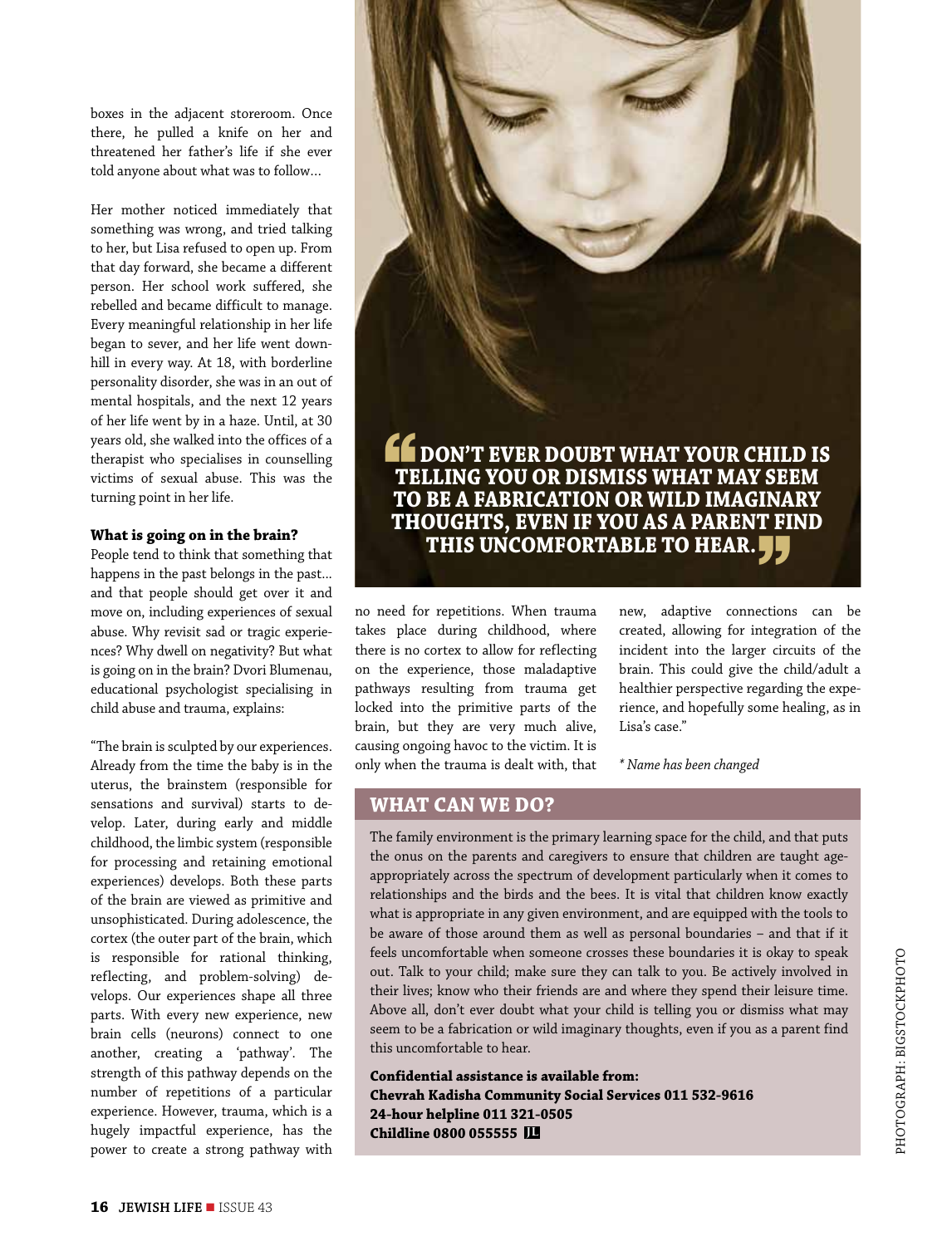boxes in the adjacent storeroom. Once there, he pulled a knife on her and threatened her father's life if she ever told anyone about what was to follow…

Her mother noticed immediately that something was wrong, and tried talking to her, but Lisa refused to open up. From that day forward, she became a different person. Her school work suffered, she rebelled and became difficult to manage. Every meaningful relationship in her life began to sever, and her life went downhill in every way. At 18, with borderline personality disorder, she was in an out of mental hospitals, and the next 12 years of her life went by in a haze. Until, at 30 years old, she walked into the offices of a therapist who specialises in counselling victims of sexual abuse. This was the turning point in her life.

**What is going on in the brain?**

People tend to think that something that happens in the past belongs in the past… and that people should get over it and move on, including experiences of sexual abuse. Why revisit sad or tragic experiences? Why dwell on negativity? But what is going on in the brain? Dvori Blumenau, educational psychologist specialising in child abuse and trauma, explains:

"The brain is sculpted by our experiences. Already from the time the baby is in the uterus, the brainstem (responsible for sensations and survival) starts to develop. Later, during early and middle childhood, the limbic system (responsible for processing and retaining emotional experiences) develops. Both these parts of the brain are viewed as primitive and unsophisticated. During adolescence, the cortex (the outer part of the brain, which is responsible for rational thinking, reflecting, and problem-solving) develops. Our experiences shape all three parts. With every new experience, new brain cells (neurons) connect to one another, creating a 'pathway'. The strength of this pathway depends on the number of repetitions of a particular experience. However, trauma, which is a hugely impactful experience, has the power to create a strong pathway with no need for repetitions. When trauma takes place during childhood, where there is no cortex to allow for reflecting on the experience, those maladaptive pathways resulting from trauma get locked into the primitive parts of the brain, but they are very much alive, causing ongoing havoc to the victim. It is only when the trauma is dealt with, that new, adaptive connections can be created, allowing for integration of the incident into the larger circuits of the brain. This could give the child/adult a healthier perspective regarding the experience, and hopefully some healing, as in Lisa's case."

*\* Name has been changed*

> **"DON'T EVER DOUBT WHAT YOUR CHILD IS TELLING YOU OR DISMISS WHAT MAY SEEM TO BE A FABRICATION OR WILD IMAGINARY THOUGHTS, EVEN IF YOU AS A PARENT FIND THIS UNCOMFORTABLE TO HEAR."**

## WHAT CAN WE DO?

The family environment is the primary learning space for the child, and that puts the onus on the parents and caregivers to ensure that children are taught age-appropriately across the spectrum of development particularly when it comes to relationships and the birds and the bees. It is vital that children know exactly what is appropriate in any given environment, and are equipped with the tools to be aware of those around them as well as personal boundaries – and that if it feels uncomfortable when someone crosses these boundaries it is okay to speak out. Talk to your child; make sure they can talk to you. Be actively involved in their lives; know who their friends are and where they spend their leisure time. Above all, don't ever doubt what your child is telling you or dismiss what may seem to be a fabrication or wild imaginary thoughts, even if you as a parent find this uncomfortable to hear.

**Confidential assistance is available from:**
**Chevrah Kadisha Community Social Services 011 532-9616**
**24-hour helpline 011 321-0505**
**Childline 0800 055555**

PHOTOGRAPH: BIGSTOCKPHOTO